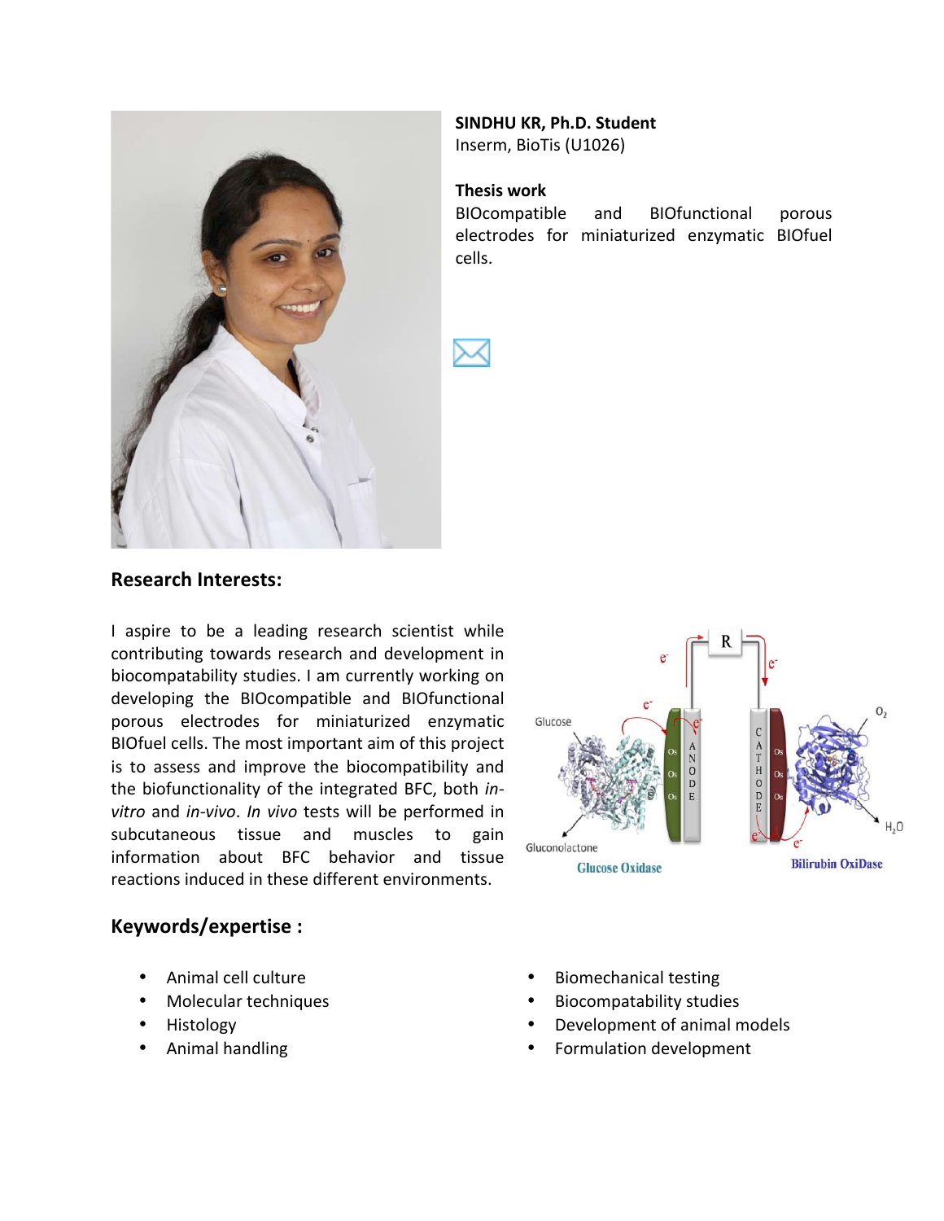**SINDHU KR, Ph.D. Student**
Inserm, BioTis (U1026)

**Thesis work**
BIOcompatible and BIOfunctional porous electrodes for miniaturized enzymatic BIOfuel cells.

## Research Interests:

I aspire to be a leading research scientist while contributing towards research and development in biocompatability studies. I am currently working on developing the BIOcompatible and BIOfunctional porous electrodes for miniaturized enzymatic BIOfuel cells. The most important aim of this project is to assess and improve the biocompatibility and the biofunctionality of the integrated BFC, both *in-vitro* and *in-vivo*. *In vivo* tests will be performed in subcutaneous tissue and muscles to gain information about BFC behavior and tissue reactions induced in these different environments.

## Keywords/expertise :

- Animal cell culture
- Molecular techniques
- Histology
- Animal handling
- Biomechanical testing
- Biocompatability studies
- Development of animal models
- Formulation development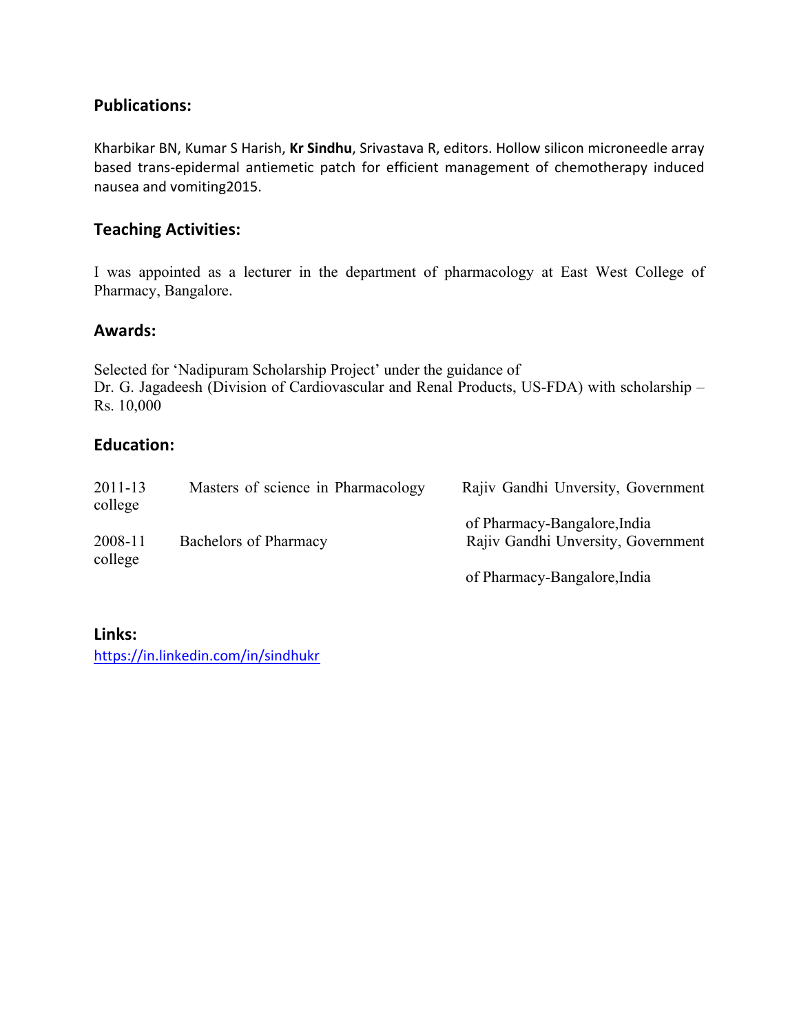## Publications:

Kharbikar BN, Kumar S Harish, **Kr Sindhu**, Srivastava R, editors. Hollow silicon microneedle array based trans-epidermal antiemetic patch for efficient management of chemotherapy induced nausea and vomiting2015.

## Teaching Activities:

I was appointed as a lecturer in the department of pharmacology at East West College of Pharmacy, Bangalore.

## Awards:

Selected for 'Nadipuram Scholarship Project' under the guidance of
Dr. G. Jagadeesh (Division of Cardiovascular and Renal Products, US-FDA) with scholarship – Rs. 10,000

## Education:

| | | |
|---|---|---|
| 2011-13 | Masters of science in Pharmacology | Rajiv Gandhi Unversity, Government college of Pharmacy-Bangalore,India |
| 2008-11 | Bachelors of Pharmacy | Rajiv Gandhi Unversity, Government college of Pharmacy-Bangalore,India |

## Links:

https://in.linkedin.com/in/sindhukr